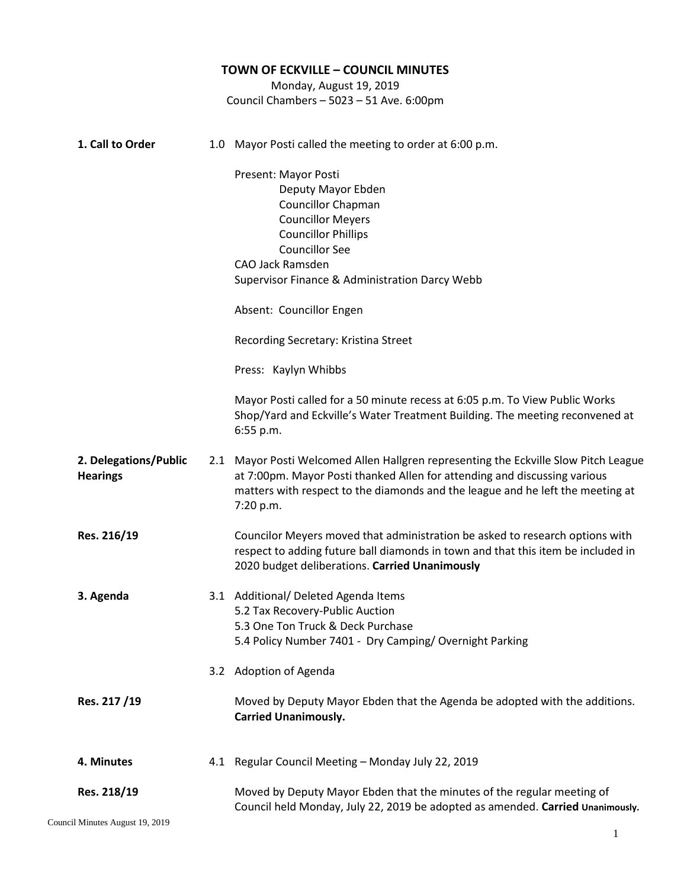# TOWN OF ECKVILLE – COUNCIL MINUTES

Monday, August 19, 2019
Council Chambers – 5023 – 51 Ave. 6:00pm

**1. Call to Order**

1.0 Mayor Posti called the meeting to order at 6:00 p.m.

Present: Mayor Posti
- Deputy Mayor Ebden
- Councillor Chapman
- Councillor Meyers
- Councillor Phillips
- Councillor See

CAO Jack Ramsden
Supervisor Finance & Administration Darcy Webb

Absent: Councillor Engen

Recording Secretary: Kristina Street

Press: Kaylyn Whibbs

Mayor Posti called for a 50 minute recess at 6:05 p.m. To View Public Works Shop/Yard and Eckville's Water Treatment Building. The meeting reconvened at 6:55 p.m.

**2. Delegations/Public Hearings**

2.1 Mayor Posti Welcomed Allen Hallgren representing the Eckville Slow Pitch League at 7:00pm. Mayor Posti thanked Allen for attending and discussing various matters with respect to the diamonds and the league and he left the meeting at 7:20 p.m.

**Res. 216/19**

Councilor Meyers moved that administration be asked to research options with respect to adding future ball diamonds in town and that this item be included in 2020 budget deliberations. **Carried Unanimously**

**3. Agenda**

3.1 Additional/ Deleted Agenda Items
5.2 Tax Recovery-Public Auction
5.3 One Ton Truck & Deck Purchase
5.4 Policy Number 7401 - Dry Camping/ Overnight Parking

3.2 Adoption of Agenda

**Res. 217 /19**

Moved by Deputy Mayor Ebden that the Agenda be adopted with the additions. **Carried Unanimously.**

**4. Minutes**

4.1 Regular Council Meeting – Monday July 22, 2019

**Res. 218/19**

Moved by Deputy Mayor Ebden that the minutes of the regular meeting of Council held Monday, July 22, 2019 be adopted as amended. **Carried Unanimously.**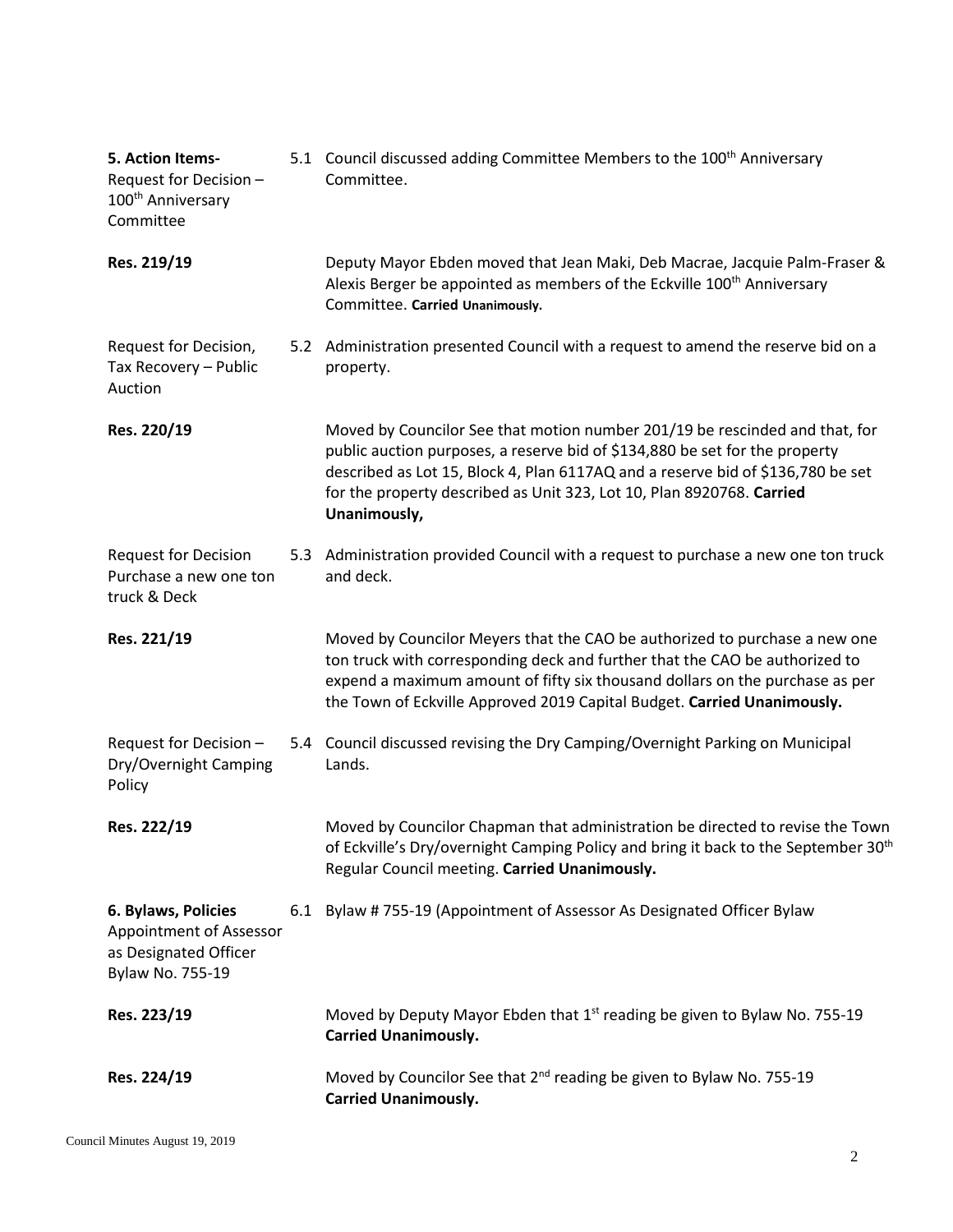**5. Action Items-**
Request for Decision – 100th Anniversary Committee

5.1 Council discussed adding Committee Members to the 100th Anniversary Committee.

**Res. 219/19**

Deputy Mayor Ebden moved that Jean Maki, Deb Macrae, Jacquie Palm-Fraser & Alexis Berger be appointed as members of the Eckville 100th Anniversary Committee. **Carried Unanimously.**

Request for Decision, Tax Recovery – Public Auction

5.2 Administration presented Council with a request to amend the reserve bid on a property.

**Res. 220/19**

Moved by Councilor See that motion number 201/19 be rescinded and that, for public auction purposes, a reserve bid of $134,880 be set for the property described as Lot 15, Block 4, Plan 6117AQ and a reserve bid of $136,780 be set for the property described as Unit 323, Lot 10, Plan 8920768. **Carried Unanimously,**

Request for Decision Purchase a new one ton truck & Deck

5.3 Administration provided Council with a request to purchase a new one ton truck and deck.

**Res. 221/19**

Moved by Councilor Meyers that the CAO be authorized to purchase a new one ton truck with corresponding deck and further that the CAO be authorized to expend a maximum amount of fifty six thousand dollars on the purchase as per the Town of Eckville Approved 2019 Capital Budget. **Carried Unanimously.**

Request for Decision – Dry/Overnight Camping Policy

5.4 Council discussed revising the Dry Camping/Overnight Parking on Municipal Lands.

**Res. 222/19**

Moved by Councilor Chapman that administration be directed to revise the Town of Eckville's Dry/overnight Camping Policy and bring it back to the September 30th Regular Council meeting. **Carried Unanimously.**

**6. Bylaws, Policies**
Appointment of Assessor as Designated Officer Bylaw No. 755-19

6.1 Bylaw # 755-19 (Appointment of Assessor As Designated Officer Bylaw

**Res. 223/19**

Moved by Deputy Mayor Ebden that 1st reading be given to Bylaw No. 755-19 **Carried Unanimously.**

**Res. 224/19**

Moved by Councilor See that 2nd reading be given to Bylaw No. 755-19 **Carried Unanimously.**

Council Minutes August 19, 2019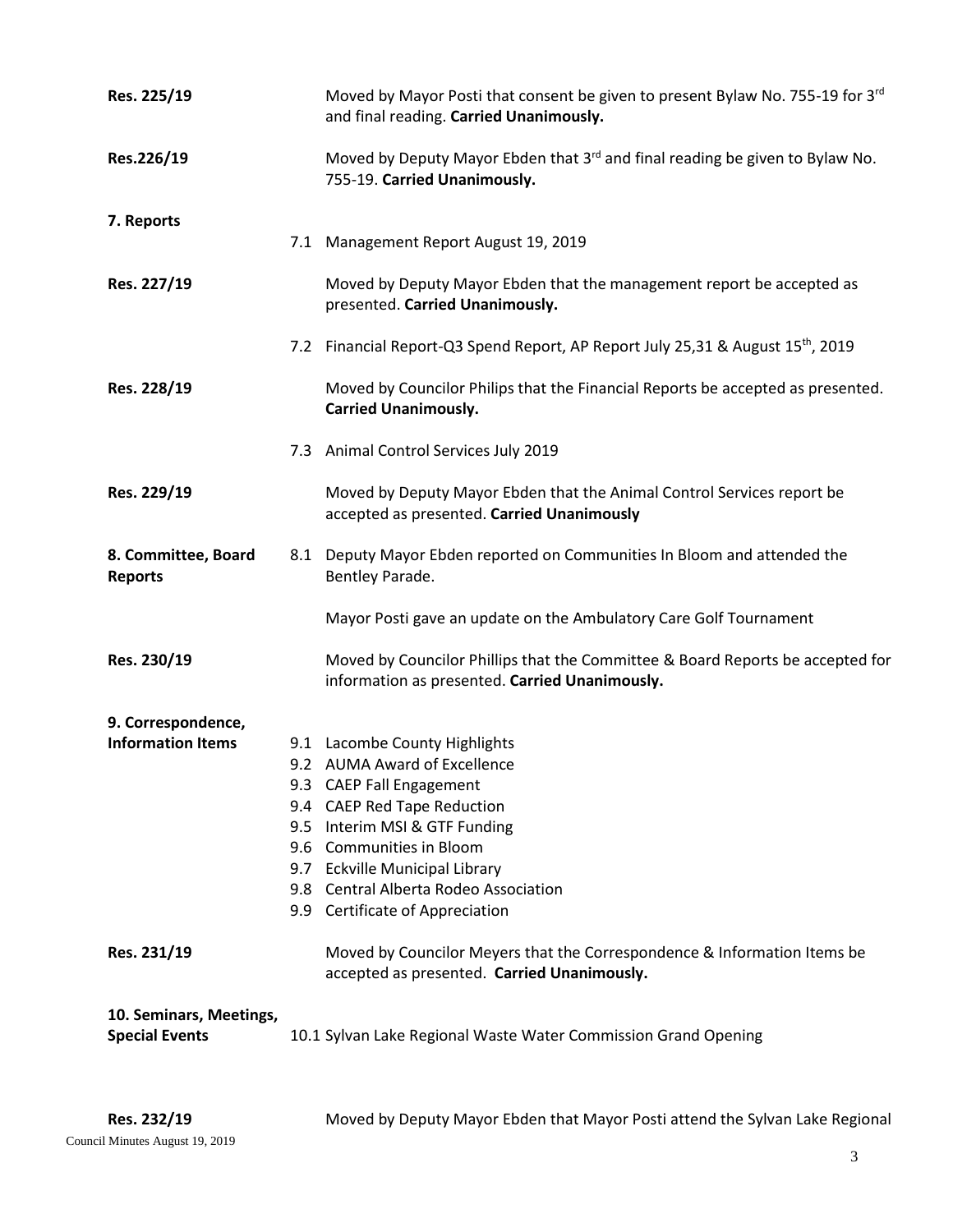**Res. 225/19** Moved by Mayor Posti that consent be given to present Bylaw No. 755-19 for 3rd and final reading. **Carried Unanimously.**

**Res.226/19** Moved by Deputy Mayor Ebden that 3rd and final reading be given to Bylaw No. 755-19. **Carried Unanimously.**

**7. Reports**

7.1 Management Report August 19, 2019

**Res. 227/19** Moved by Deputy Mayor Ebden that the management report be accepted as presented. **Carried Unanimously.**

7.2 Financial Report-Q3 Spend Report, AP Report July 25,31 & August 15th, 2019

**Res. 228/19** Moved by Councilor Philips that the Financial Reports be accepted as presented. **Carried Unanimously.**

7.3 Animal Control Services July 2019

**Res. 229/19** Moved by Deputy Mayor Ebden that the Animal Control Services report be accepted as presented. **Carried Unanimously**

**8. Committee, Board Reports**

8.1 Deputy Mayor Ebden reported on Communities In Bloom and attended the Bentley Parade.

Mayor Posti gave an update on the Ambulatory Care Golf Tournament

**Res. 230/19** Moved by Councilor Phillips that the Committee & Board Reports be accepted for information as presented. **Carried Unanimously.**

**9. Correspondence, Information Items**

9.1 Lacombe County Highlights
9.2 AUMA Award of Excellence
9.3 CAEP Fall Engagement
9.4 CAEP Red Tape Reduction
9.5 Interim MSI & GTF Funding
9.6 Communities in Bloom
9.7 Eckville Municipal Library
9.8 Central Alberta Rodeo Association
9.9 Certificate of Appreciation

**Res. 231/19** Moved by Councilor Meyers that the Correspondence & Information Items be accepted as presented. **Carried Unanimously.**

**10. Seminars, Meetings, Special Events**

10.1 Sylvan Lake Regional Waste Water Commission Grand Opening

**Res. 232/19** Moved by Deputy Mayor Ebden that Mayor Posti attend the Sylvan Lake Regional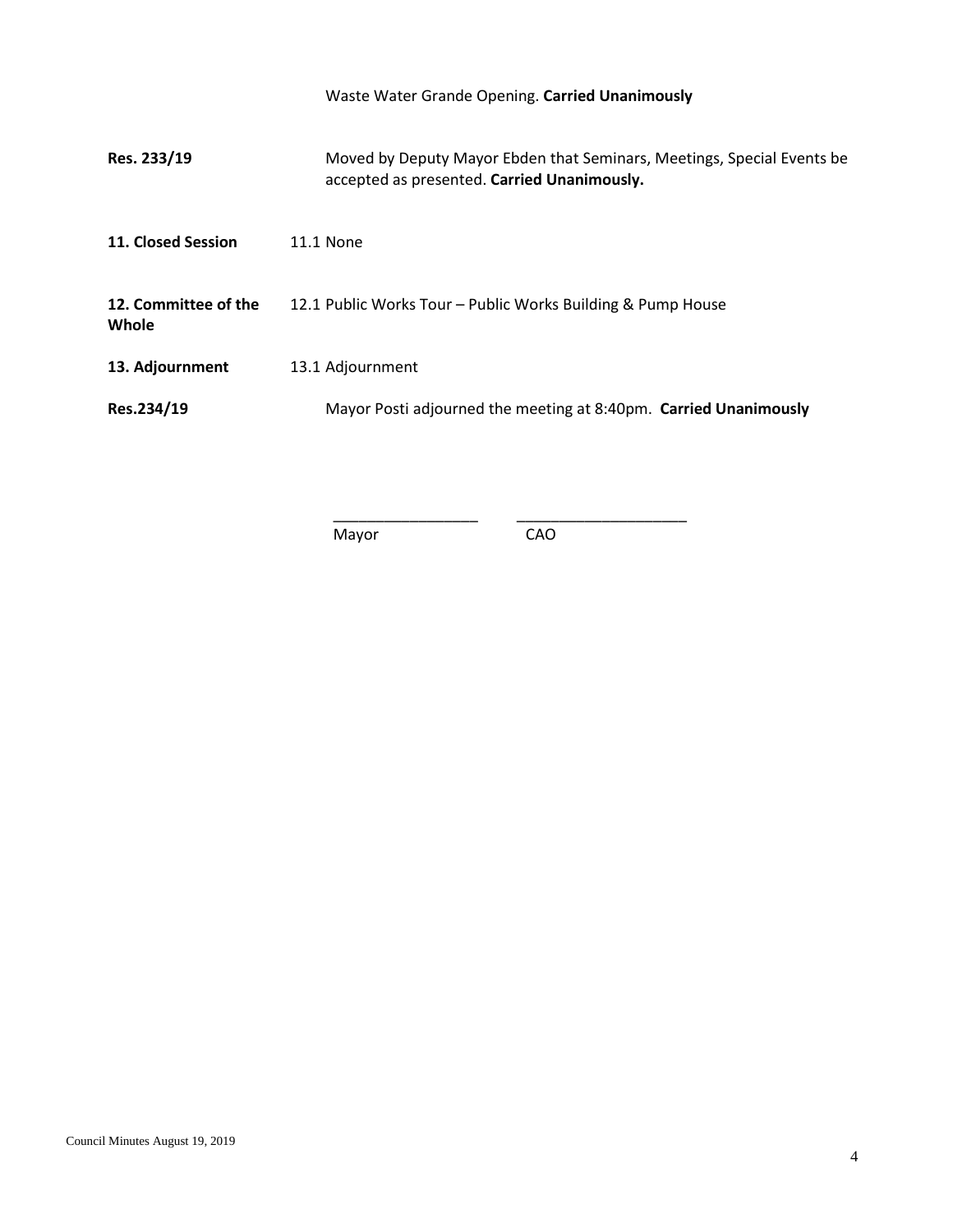Waste Water Grande Opening. **Carried Unanimously**

**Res. 233/19** Moved by Deputy Mayor Ebden that Seminars, Meetings, Special Events be accepted as presented. **Carried Unanimously.**

**11. Closed Session** 11.1 None

**12. Committee of the Whole** 12.1 Public Works Tour – Public Works Building & Pump House

**13. Adjournment** 13.1 Adjournment

**Res.234/19** Mayor Posti adjourned the meeting at 8:40pm. **Carried Unanimously**

\_\_\_\_\_\_\_\_\_\_\_\_\_\_\_\_\_ \_\_\_\_\_\_\_\_\_\_\_\_\_\_\_\_\_\_\_\_

Mayor CAO

Council Minutes August 19, 2019